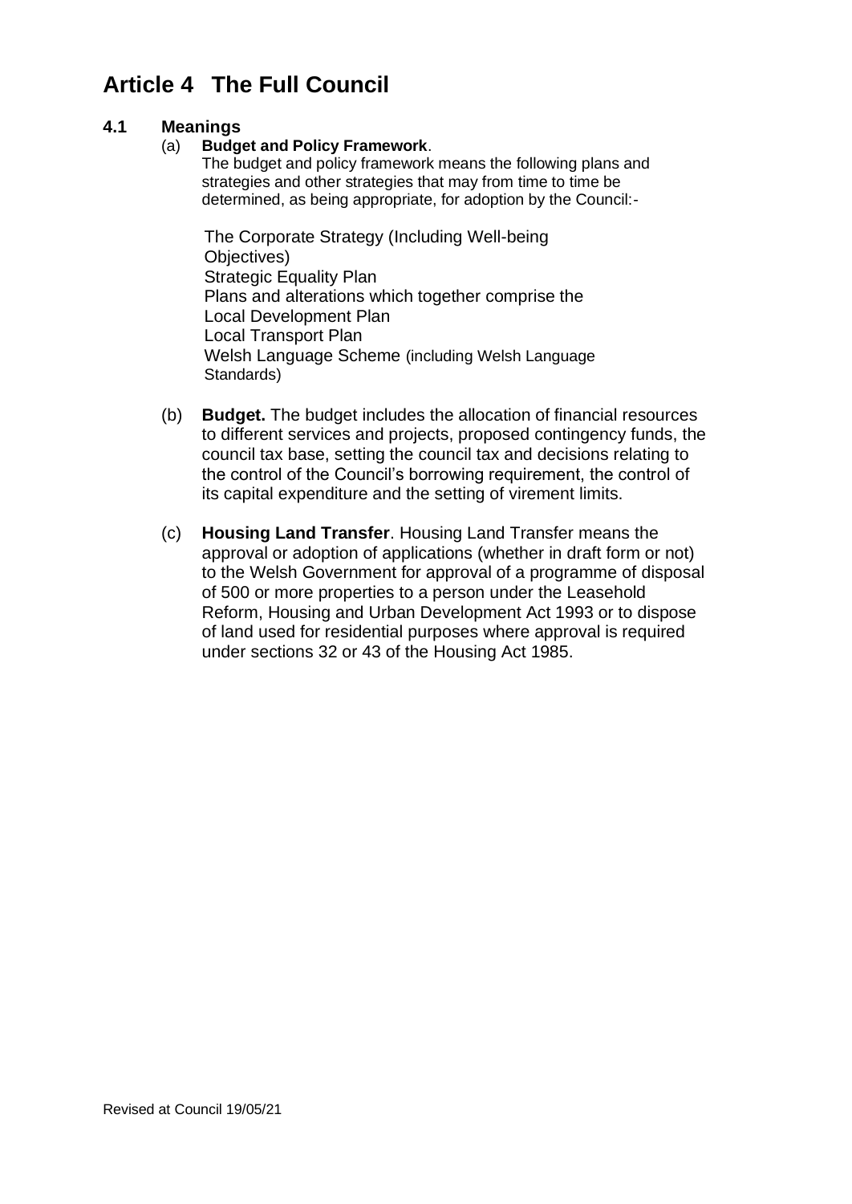# Article 4 The Full Council

## 4.1 Meanings

(a) **Budget and Policy Framework**.

The budget and policy framework means the following plans and strategies and other strategies that may from time to time be determined, as being appropriate, for adoption by the Council:-

The Corporate Strategy (Including Well-being Objectives)
Strategic Equality Plan
Plans and alterations which together comprise the Local Development Plan
Local Transport Plan
Welsh Language Scheme (including Welsh Language Standards)

(b) **Budget.** The budget includes the allocation of financial resources to different services and projects, proposed contingency funds, the council tax base, setting the council tax and decisions relating to the control of the Council's borrowing requirement, the control of its capital expenditure and the setting of virement limits.

(c) **Housing Land Transfer**. Housing Land Transfer means the approval or adoption of applications (whether in draft form or not) to the Welsh Government for approval of a programme of disposal of 500 or more properties to a person under the Leasehold Reform, Housing and Urban Development Act 1993 or to dispose of land used for residential purposes where approval is required under sections 32 or 43 of the Housing Act 1985.

Revised at Council 19/05/21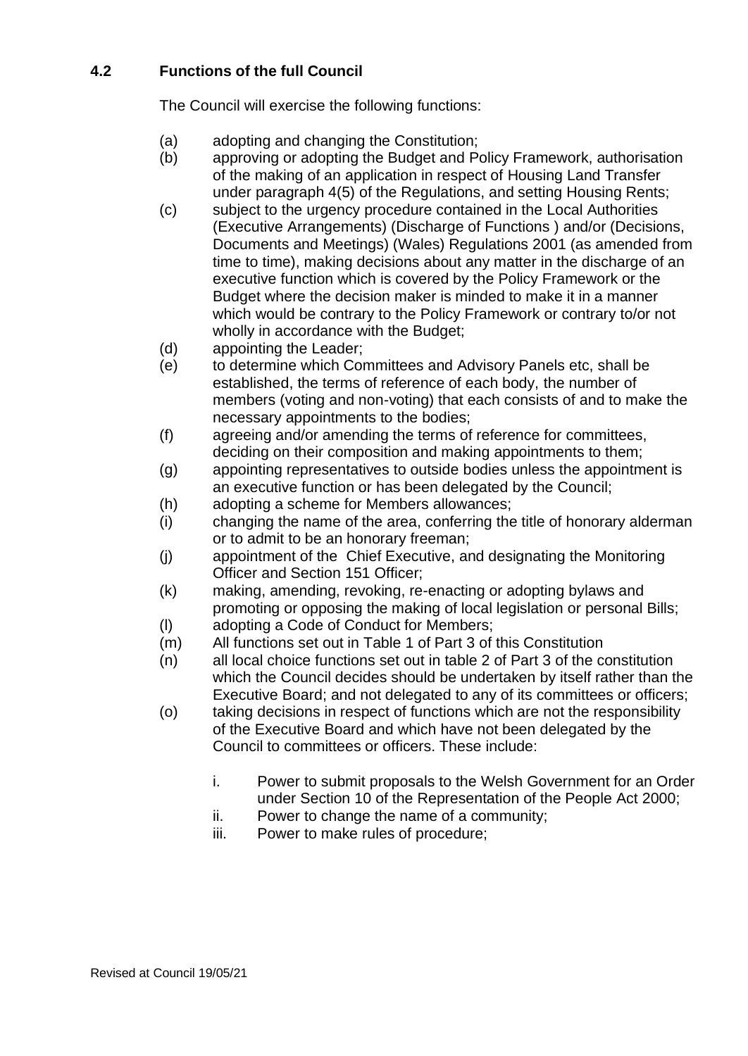## 4.2 Functions of the full Council

The Council will exercise the following functions:

(a) adopting and changing the Constitution;

(b) approving or adopting the Budget and Policy Framework, authorisation of the making of an application in respect of Housing Land Transfer under paragraph 4(5) of the Regulations, and setting Housing Rents;

(c) subject to the urgency procedure contained in the Local Authorities (Executive Arrangements) (Discharge of Functions ) and/or (Decisions, Documents and Meetings) (Wales) Regulations 2001 (as amended from time to time), making decisions about any matter in the discharge of an executive function which is covered by the Policy Framework or the Budget where the decision maker is minded to make it in a manner which would be contrary to the Policy Framework or contrary to/or not wholly in accordance with the Budget;

(d) appointing the Leader;

(e) to determine which Committees and Advisory Panels etc, shall be established, the terms of reference of each body, the number of members (voting and non-voting) that each consists of and to make the necessary appointments to the bodies;

(f) agreeing and/or amending the terms of reference for committees, deciding on their composition and making appointments to them;

(g) appointing representatives to outside bodies unless the appointment is an executive function or has been delegated by the Council;

(h) adopting a scheme for Members allowances;

(i) changing the name of the area, conferring the title of honorary alderman or to admit to be an honorary freeman;

(j) appointment of the Chief Executive, and designating the Monitoring Officer and Section 151 Officer;

(k) making, amending, revoking, re-enacting or adopting bylaws and promoting or opposing the making of local legislation or personal Bills;

(l) adopting a Code of Conduct for Members;

(m) All functions set out in Table 1 of Part 3 of this Constitution

(n) all local choice functions set out in table 2 of Part 3 of the constitution which the Council decides should be undertaken by itself rather than the Executive Board; and not delegated to any of its committees or officers;

(o) taking decisions in respect of functions which are not the responsibility of the Executive Board and which have not been delegated by the Council to committees or officers. These include:

   i. Power to submit proposals to the Welsh Government for an Order under Section 10 of the Representation of the People Act 2000;
   ii. Power to change the name of a community;
   iii. Power to make rules of procedure;

Revised at Council 19/05/21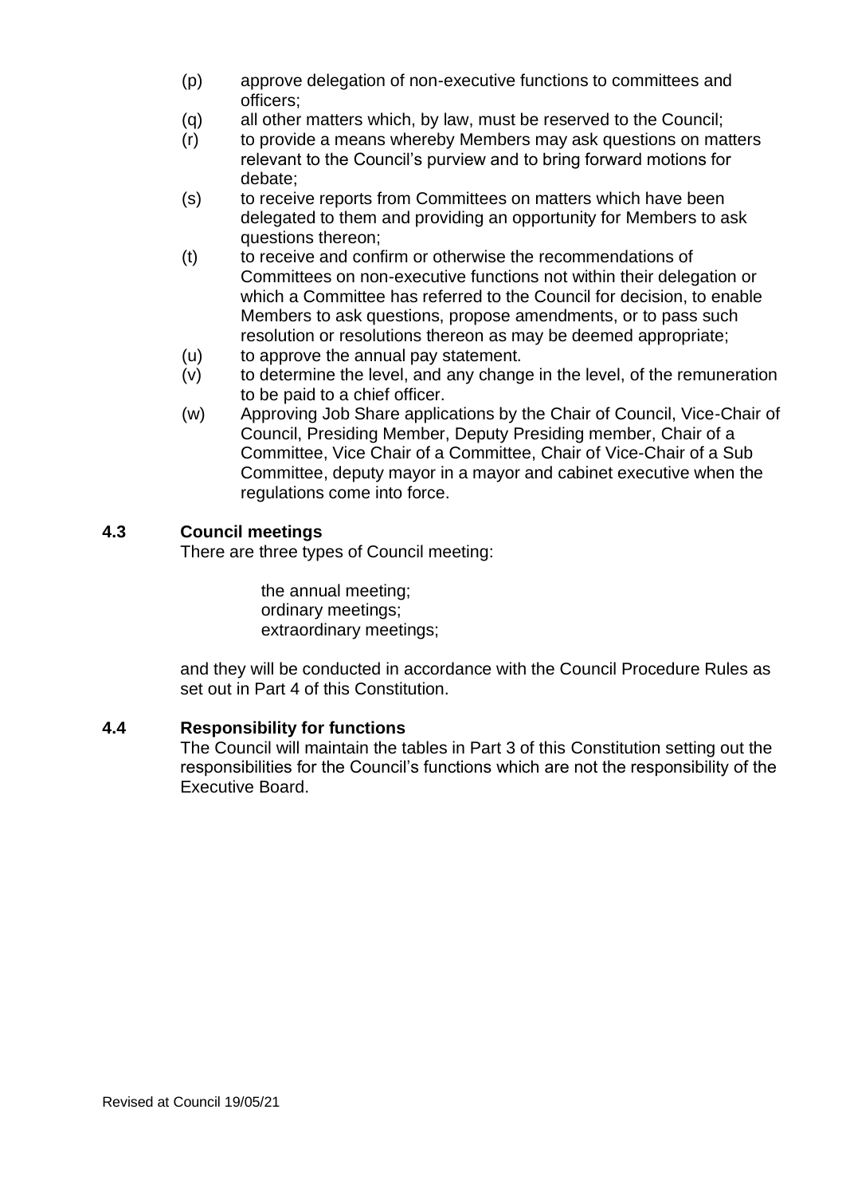(p) approve delegation of non-executive functions to committees and officers;

(q) all other matters which, by law, must be reserved to the Council;

(r) to provide a means whereby Members may ask questions on matters relevant to the Council's purview and to bring forward motions for debate;

(s) to receive reports from Committees on matters which have been delegated to them and providing an opportunity for Members to ask questions thereon;

(t) to receive and confirm or otherwise the recommendations of Committees on non-executive functions not within their delegation or which a Committee has referred to the Council for decision, to enable Members to ask questions, propose amendments, or to pass such resolution or resolutions thereon as may be deemed appropriate;

(u) to approve the annual pay statement.

(v) to determine the level, and any change in the level, of the remuneration to be paid to a chief officer.

(w) Approving Job Share applications by the Chair of Council, Vice-Chair of Council, Presiding Member, Deputy Presiding member, Chair of a Committee, Vice Chair of a Committee, Chair of Vice-Chair of a Sub Committee, deputy mayor in a mayor and cabinet executive when the regulations come into force.

### 4.3 Council meetings

There are three types of Council meeting:

the annual meeting;
ordinary meetings;
extraordinary meetings;

and they will be conducted in accordance with the Council Procedure Rules as set out in Part 4 of this Constitution.

### 4.4 Responsibility for functions

The Council will maintain the tables in Part 3 of this Constitution setting out the responsibilities for the Council's functions which are not the responsibility of the Executive Board.

Revised at Council 19/05/21